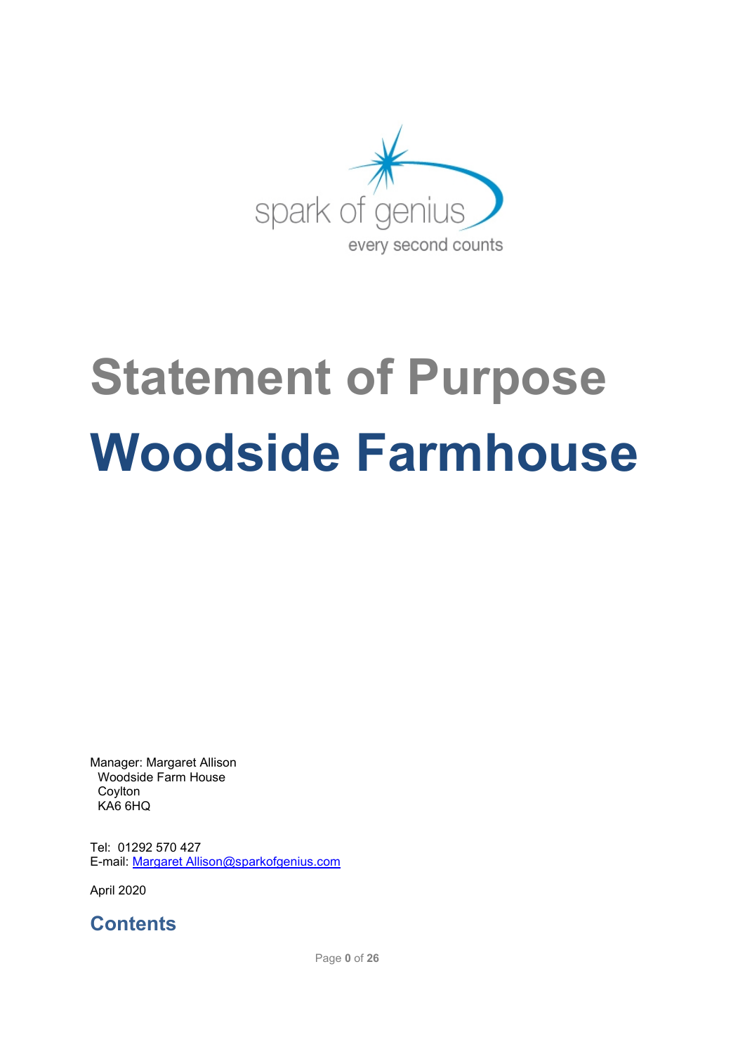spark of genius

every second counts

# Statement of Purpose

# Woodside Farmhouse

Manager: Margaret Allison
Woodside Farm House
Coylton
KA6 6HQ

Tel: 01292 570 427
E-mail: Margaret Allison@sparkofgenius.com

April 2020

## Contents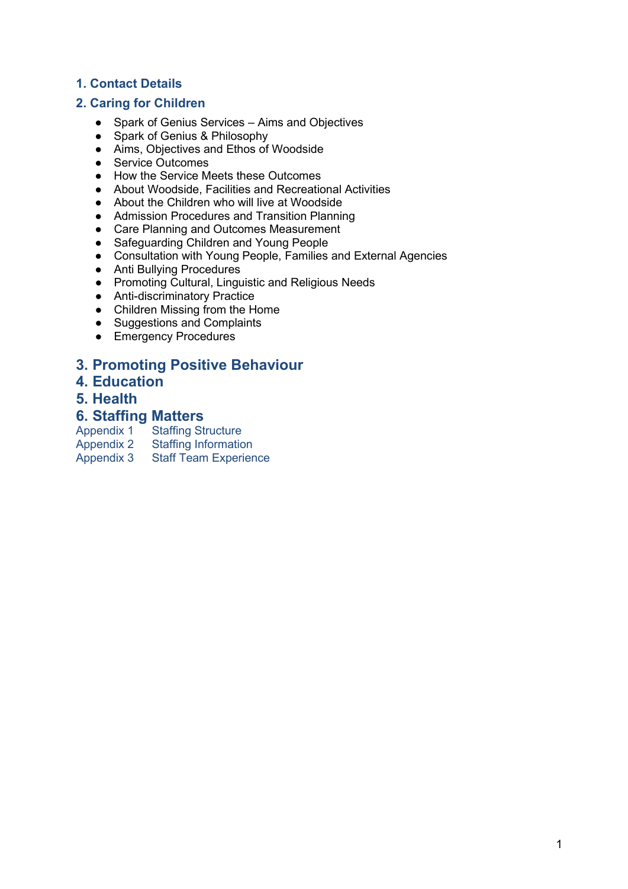## 1. Contact Details

## 2. Caring for Children

- Spark of Genius Services – Aims and Objectives
- Spark of Genius & Philosophy
- Aims, Objectives and Ethos of Woodside
- Service Outcomes
- How the Service Meets these Outcomes
- About Woodside, Facilities and Recreational Activities
- About the Children who will live at Woodside
- Admission Procedures and Transition Planning
- Care Planning and Outcomes Measurement
- Safeguarding Children and Young People
- Consultation with Young People, Families and External Agencies
- Anti Bullying Procedures
- Promoting Cultural, Linguistic and Religious Needs
- Anti-discriminatory Practice
- Children Missing from the Home
- Suggestions and Complaints
- Emergency Procedures

## 3. Promoting Positive Behaviour

## 4. Education

## 5. Health

## 6. Staffing Matters

Appendix 1 Staffing Structure
Appendix 2 Staffing Information
Appendix 3 Staff Team Experience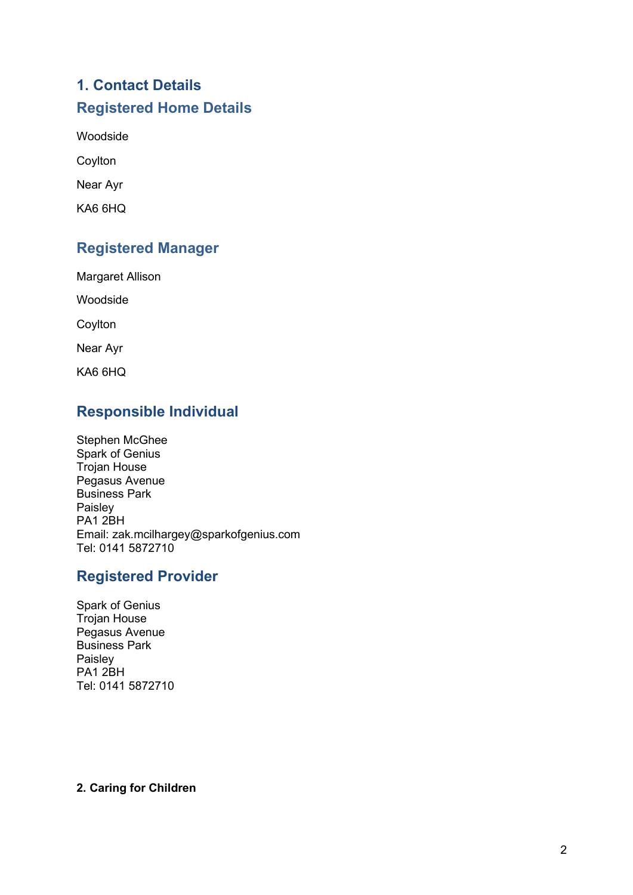# 1. Contact Details

## Registered Home Details

Woodside

Coylton

Near Ayr

KA6 6HQ

## Registered Manager

Margaret Allison

Woodside

Coylton

Near Ayr

KA6 6HQ

## Responsible Individual

Stephen McGhee
Spark of Genius
Trojan House
Pegasus Avenue
Business Park
Paisley
PA1 2BH
Email: zak.mcilhargey@sparkofgenius.com
Tel: 0141 5872710

## Registered Provider

Spark of Genius
Trojan House
Pegasus Avenue
Business Park
Paisley
PA1 2BH
Tel: 0141 5872710

**2. Caring for Children**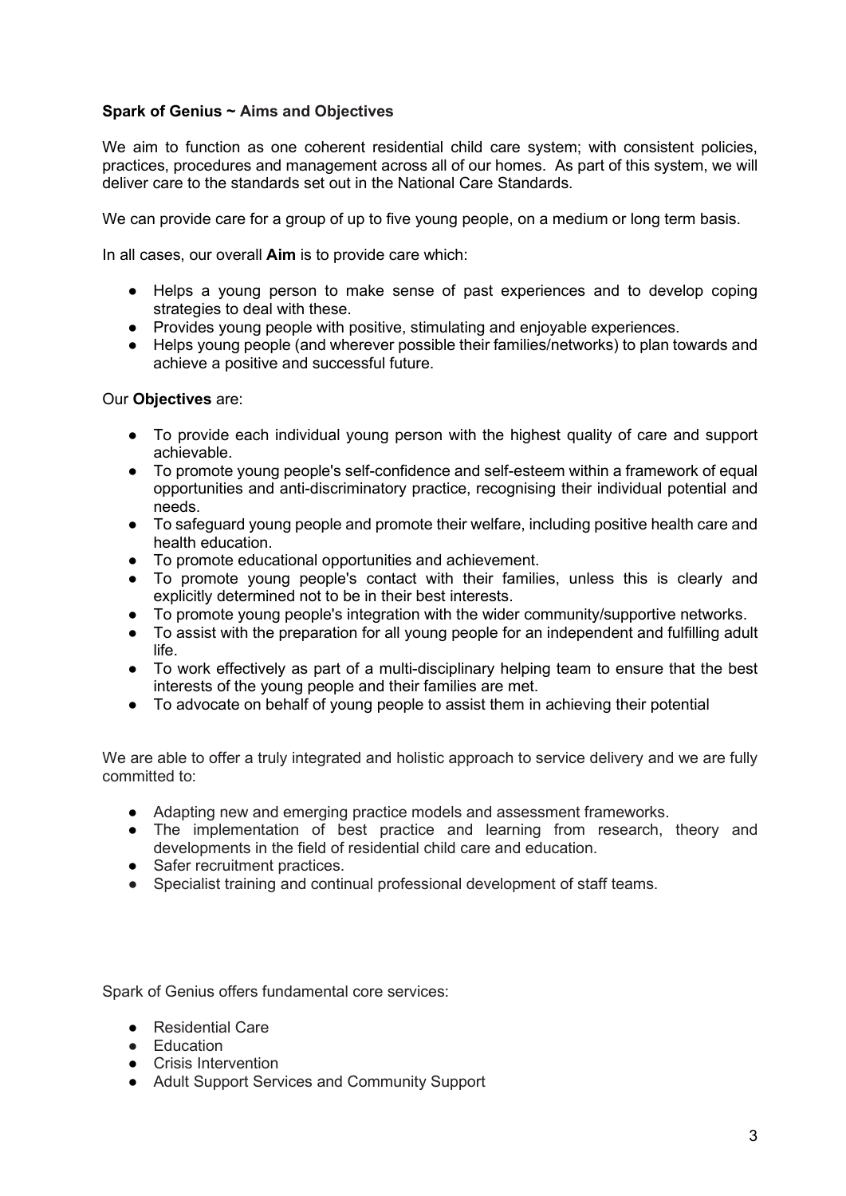**Spark of Genius ~ Aims and Objectives**

We aim to function as one coherent residential child care system; with consistent policies, practices, procedures and management across all of our homes. As part of this system, we will deliver care to the standards set out in the National Care Standards.

We can provide care for a group of up to five young people, on a medium or long term basis.

In all cases, our overall **Aim** is to provide care which:

- Helps a young person to make sense of past experiences and to develop coping strategies to deal with these.
- Provides young people with positive, stimulating and enjoyable experiences.
- Helps young people (and wherever possible their families/networks) to plan towards and achieve a positive and successful future.

Our **Objectives** are:

- To provide each individual young person with the highest quality of care and support achievable.
- To promote young people's self-confidence and self-esteem within a framework of equal opportunities and anti-discriminatory practice, recognising their individual potential and needs.
- To safeguard young people and promote their welfare, including positive health care and health education.
- To promote educational opportunities and achievement.
- To promote young people's contact with their families, unless this is clearly and explicitly determined not to be in their best interests.
- To promote young people's integration with the wider community/supportive networks.
- To assist with the preparation for all young people for an independent and fulfilling adult life.
- To work effectively as part of a multi-disciplinary helping team to ensure that the best interests of the young people and their families are met.
- To advocate on behalf of young people to assist them in achieving their potential

We are able to offer a truly integrated and holistic approach to service delivery and we are fully committed to:

- Adapting new and emerging practice models and assessment frameworks.
- The implementation of best practice and learning from research, theory and developments in the field of residential child care and education.
- Safer recruitment practices.
- Specialist training and continual professional development of staff teams.

Spark of Genius offers fundamental core services:

- Residential Care
- Education
- Crisis Intervention
- Adult Support Services and Community Support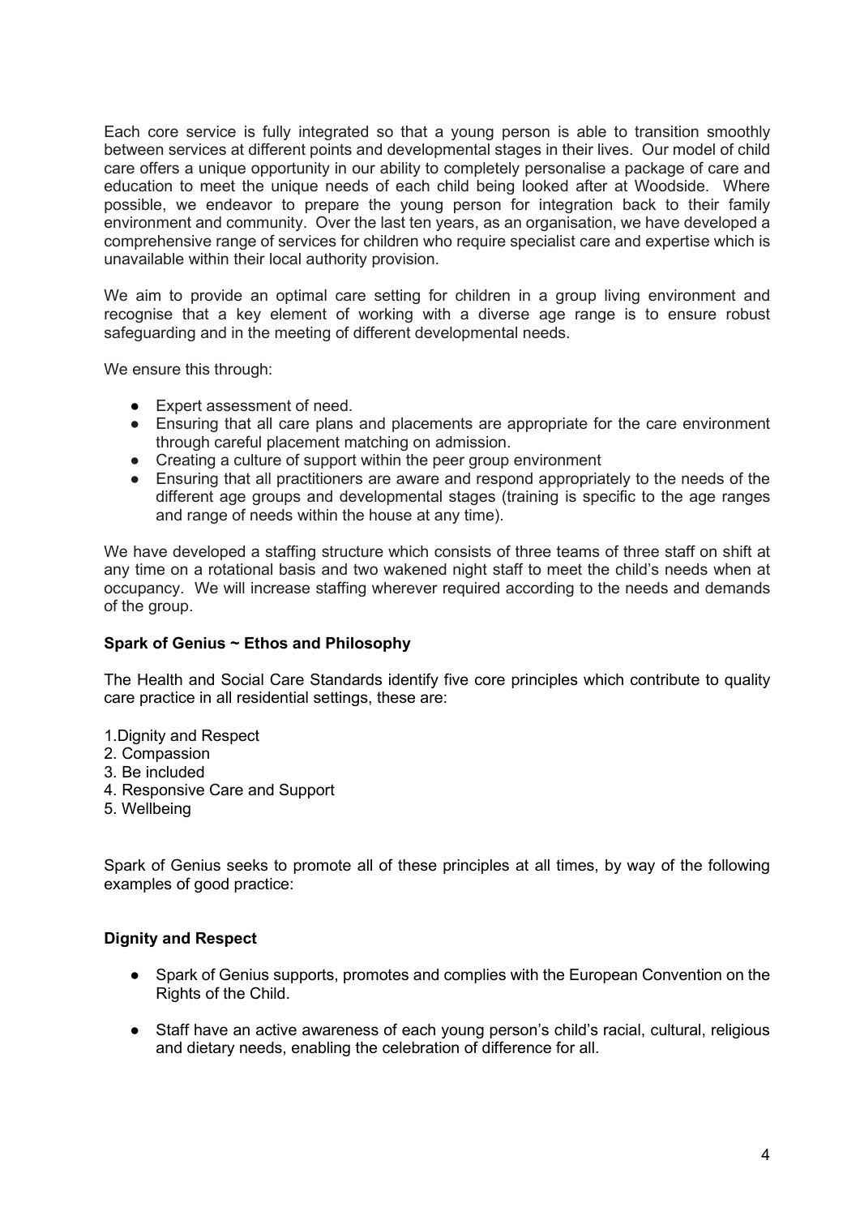Each core service is fully integrated so that a young person is able to transition smoothly between services at different points and developmental stages in their lives. Our model of child care offers a unique opportunity in our ability to completely personalise a package of care and education to meet the unique needs of each child being looked after at Woodside. Where possible, we endeavor to prepare the young person for integration back to their family environment and community. Over the last ten years, as an organisation, we have developed a comprehensive range of services for children who require specialist care and expertise which is unavailable within their local authority provision.

We aim to provide an optimal care setting for children in a group living environment and recognise that a key element of working with a diverse age range is to ensure robust safeguarding and in the meeting of different developmental needs.

We ensure this through:

- Expert assessment of need.
- Ensuring that all care plans and placements are appropriate for the care environment through careful placement matching on admission.
- Creating a culture of support within the peer group environment
- Ensuring that all practitioners are aware and respond appropriately to the needs of the different age groups and developmental stages (training is specific to the age ranges and range of needs within the house at any time).

We have developed a staffing structure which consists of three teams of three staff on shift at any time on a rotational basis and two wakened night staff to meet the child's needs when at occupancy. We will increase staffing wherever required according to the needs and demands of the group.

**Spark of Genius ~ Ethos and Philosophy**

The Health and Social Care Standards identify five core principles which contribute to quality care practice in all residential settings, these are:

1. Dignity and Respect
2. Compassion
3. Be included
4. Responsive Care and Support
5. Wellbeing

Spark of Genius seeks to promote all of these principles at all times, by way of the following examples of good practice:

**Dignity and Respect**

- Spark of Genius supports, promotes and complies with the European Convention on the Rights of the Child.

- Staff have an active awareness of each young person's child's racial, cultural, religious and dietary needs, enabling the celebration of difference for all.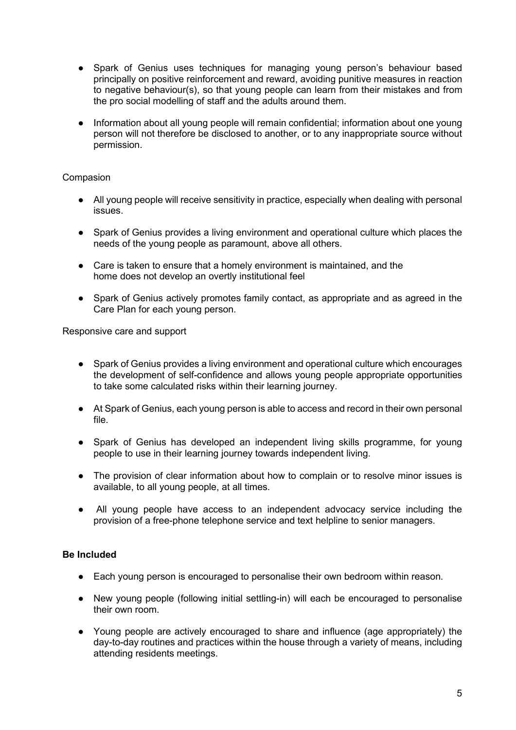- Spark of Genius uses techniques for managing young person's behaviour based principally on positive reinforcement and reward, avoiding punitive measures in reaction to negative behaviour(s), so that young people can learn from their mistakes and from the pro social modelling of staff and the adults around them.

- Information about all young people will remain confidential; information about one young person will not therefore be disclosed to another, or to any inappropriate source without permission.

Compasion

- All young people will receive sensitivity in practice, especially when dealing with personal issues.

- Spark of Genius provides a living environment and operational culture which places the needs of the young people as paramount, above all others.

- Care is taken to ensure that a homely environment is maintained, and the home does not develop an overtly institutional feel

- Spark of Genius actively promotes family contact, as appropriate and as agreed in the Care Plan for each young person.

Responsive care and support

- Spark of Genius provides a living environment and operational culture which encourages the development of self-confidence and allows young people appropriate opportunities to take some calculated risks within their learning journey.

- At Spark of Genius, each young person is able to access and record in their own personal file.

- Spark of Genius has developed an independent living skills programme, for young people to use in their learning journey towards independent living.

- The provision of clear information about how to complain or to resolve minor issues is available, to all young people, at all times.

- All young people have access to an independent advocacy service including the provision of a free-phone telephone service and text helpline to senior managers.

**Be Included**

- Each young person is encouraged to personalise their own bedroom within reason.

- New young people (following initial settling-in) will each be encouraged to personalise their own room.

- Young people are actively encouraged to share and influence (age appropriately) the day-to-day routines and practices within the house through a variety of means, including attending residents meetings.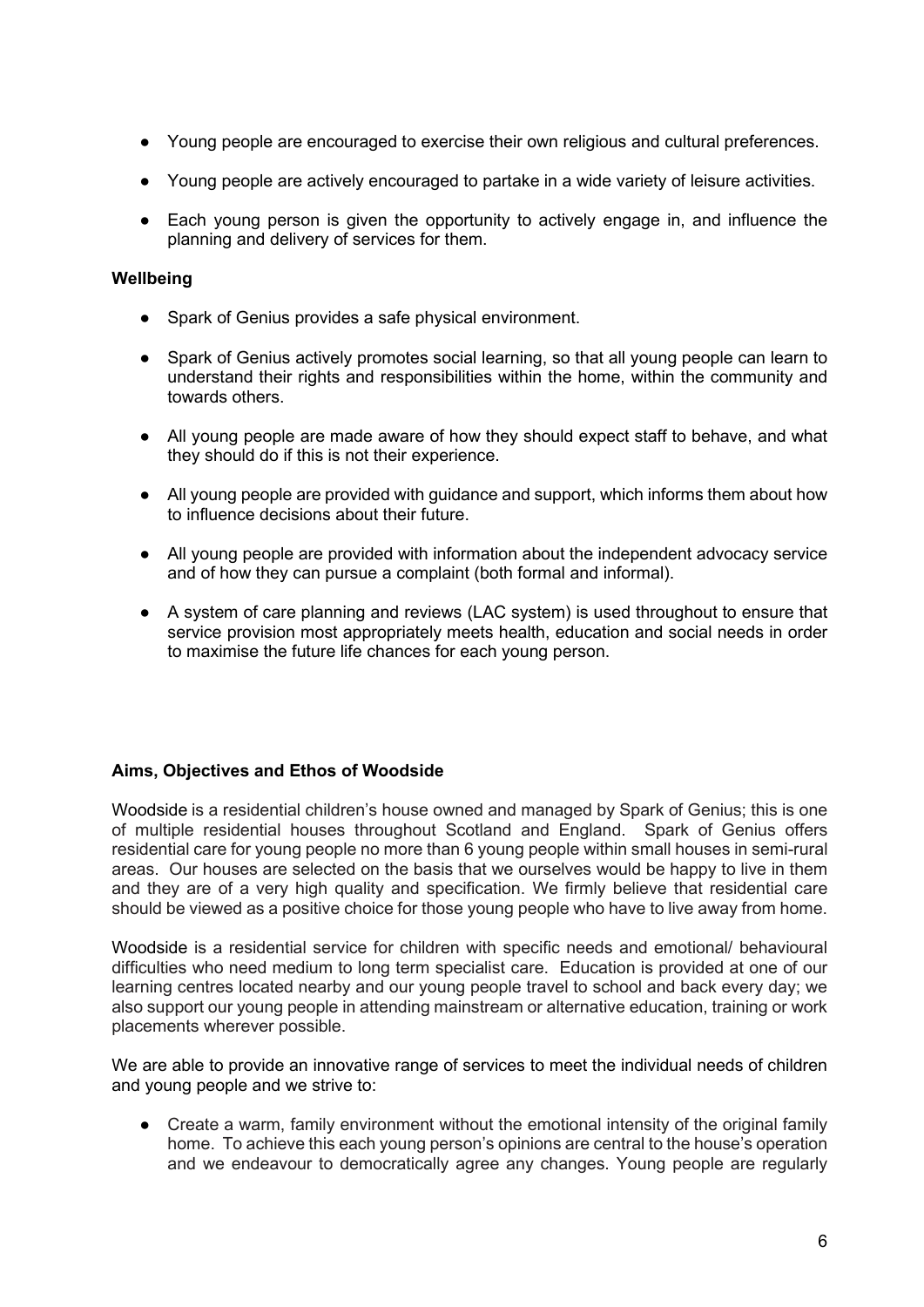- Young people are encouraged to exercise their own religious and cultural preferences.
- Young people are actively encouraged to partake in a wide variety of leisure activities.
- Each young person is given the opportunity to actively engage in, and influence the planning and delivery of services for them.

**Wellbeing**

- Spark of Genius provides a safe physical environment.
- Spark of Genius actively promotes social learning, so that all young people can learn to understand their rights and responsibilities within the home, within the community and towards others.
- All young people are made aware of how they should expect staff to behave, and what they should do if this is not their experience.
- All young people are provided with guidance and support, which informs them about how to influence decisions about their future.
- All young people are provided with information about the independent advocacy service and of how they can pursue a complaint (both formal and informal).
- A system of care planning and reviews (LAC system) is used throughout to ensure that service provision most appropriately meets health, education and social needs in order to maximise the future life chances for each young person.

**Aims, Objectives and Ethos of Woodside**

Woodside is a residential children's house owned and managed by Spark of Genius; this is one of multiple residential houses throughout Scotland and England. Spark of Genius offers residential care for young people no more than 6 young people within small houses in semi-rural areas. Our houses are selected on the basis that we ourselves would be happy to live in them and they are of a very high quality and specification. We firmly believe that residential care should be viewed as a positive choice for those young people who have to live away from home.

Woodside is a residential service for children with specific needs and emotional/ behavioural difficulties who need medium to long term specialist care. Education is provided at one of our learning centres located nearby and our young people travel to school and back every day; we also support our young people in attending mainstream or alternative education, training or work placements wherever possible.

We are able to provide an innovative range of services to meet the individual needs of children and young people and we strive to:

- Create a warm, family environment without the emotional intensity of the original family home. To achieve this each young person's opinions are central to the house's operation and we endeavour to democratically agree any changes. Young people are regularly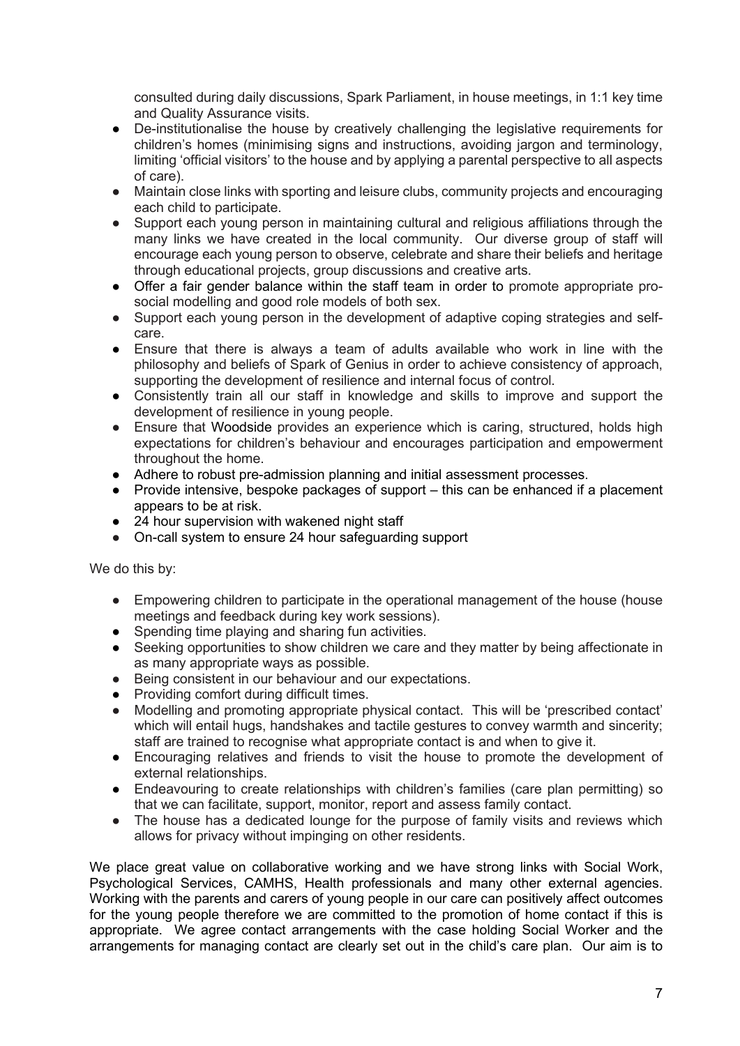consulted during daily discussions, Spark Parliament, in house meetings, in 1:1 key time and Quality Assurance visits.

- De-institutionalise the house by creatively challenging the legislative requirements for children's homes (minimising signs and instructions, avoiding jargon and terminology, limiting 'official visitors' to the house and by applying a parental perspective to all aspects of care).
- Maintain close links with sporting and leisure clubs, community projects and encouraging each child to participate.
- Support each young person in maintaining cultural and religious affiliations through the many links we have created in the local community. Our diverse group of staff will encourage each young person to observe, celebrate and share their beliefs and heritage through educational projects, group discussions and creative arts.
- Offer a fair gender balance within the staff team in order to promote appropriate pro-social modelling and good role models of both sex.
- Support each young person in the development of adaptive coping strategies and self-care.
- Ensure that there is always a team of adults available who work in line with the philosophy and beliefs of Spark of Genius in order to achieve consistency of approach, supporting the development of resilience and internal focus of control.
- Consistently train all our staff in knowledge and skills to improve and support the development of resilience in young people.
- Ensure that Woodside provides an experience which is caring, structured, holds high expectations for children's behaviour and encourages participation and empowerment throughout the home.
- Adhere to robust pre-admission planning and initial assessment processes.
- Provide intensive, bespoke packages of support – this can be enhanced if a placement appears to be at risk.
- 24 hour supervision with wakened night staff
- On-call system to ensure 24 hour safeguarding support

We do this by:

- Empowering children to participate in the operational management of the house (house meetings and feedback during key work sessions).
- Spending time playing and sharing fun activities.
- Seeking opportunities to show children we care and they matter by being affectionate in as many appropriate ways as possible.
- Being consistent in our behaviour and our expectations.
- Providing comfort during difficult times.
- Modelling and promoting appropriate physical contact. This will be 'prescribed contact' which will entail hugs, handshakes and tactile gestures to convey warmth and sincerity; staff are trained to recognise what appropriate contact is and when to give it.
- Encouraging relatives and friends to visit the house to promote the development of external relationships.
- Endeavouring to create relationships with children's families (care plan permitting) so that we can facilitate, support, monitor, report and assess family contact.
- The house has a dedicated lounge for the purpose of family visits and reviews which allows for privacy without impinging on other residents.

We place great value on collaborative working and we have strong links with Social Work, Psychological Services, CAMHS, Health professionals and many other external agencies. Working with the parents and carers of young people in our care can positively affect outcomes for the young people therefore we are committed to the promotion of home contact if this is appropriate. We agree contact arrangements with the case holding Social Worker and the arrangements for managing contact are clearly set out in the child's care plan. Our aim is to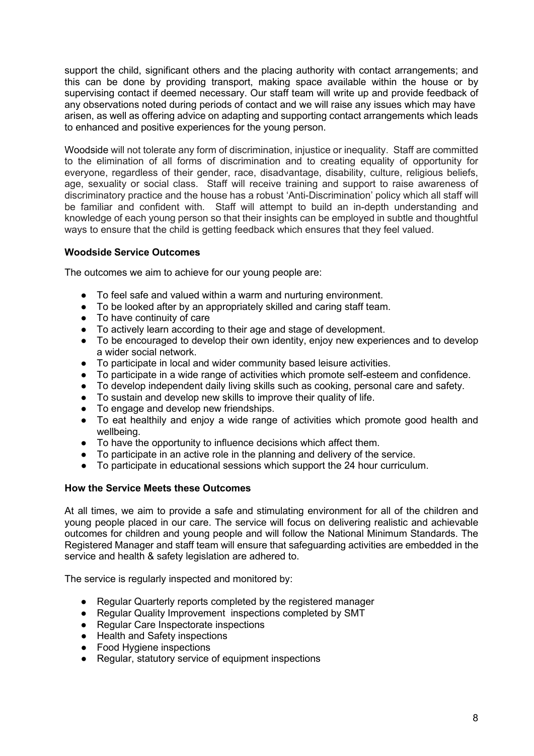support the child, significant others and the placing authority with contact arrangements; and this can be done by providing transport, making space available within the house or by supervising contact if deemed necessary. Our staff team will write up and provide feedback of any observations noted during periods of contact and we will raise any issues which may have arisen, as well as offering advice on adapting and supporting contact arrangements which leads to enhanced and positive experiences for the young person.

Woodside will not tolerate any form of discrimination, injustice or inequality. Staff are committed to the elimination of all forms of discrimination and to creating equality of opportunity for everyone, regardless of their gender, race, disadvantage, disability, culture, religious beliefs, age, sexuality or social class. Staff will receive training and support to raise awareness of discriminatory practice and the house has a robust 'Anti-Discrimination' policy which all staff will be familiar and confident with. Staff will attempt to build an in-depth understanding and knowledge of each young person so that their insights can be employed in subtle and thoughtful ways to ensure that the child is getting feedback which ensures that they feel valued.

**Woodside Service Outcomes**

The outcomes we aim to achieve for our young people are:

- To feel safe and valued within a warm and nurturing environment.
- To be looked after by an appropriately skilled and caring staff team.
- To have continuity of care
- To actively learn according to their age and stage of development.
- To be encouraged to develop their own identity, enjoy new experiences and to develop a wider social network.
- To participate in local and wider community based leisure activities.
- To participate in a wide range of activities which promote self-esteem and confidence.
- To develop independent daily living skills such as cooking, personal care and safety.
- To sustain and develop new skills to improve their quality of life.
- To engage and develop new friendships.
- To eat healthily and enjoy a wide range of activities which promote good health and wellbeing.
- To have the opportunity to influence decisions which affect them.
- To participate in an active role in the planning and delivery of the service.
- To participate in educational sessions which support the 24 hour curriculum.

**How the Service Meets these Outcomes**

At all times, we aim to provide a safe and stimulating environment for all of the children and young people placed in our care. The service will focus on delivering realistic and achievable outcomes for children and young people and will follow the National Minimum Standards. The Registered Manager and staff team will ensure that safeguarding activities are embedded in the service and health & safety legislation are adhered to.

The service is regularly inspected and monitored by:

- Regular Quarterly reports completed by the registered manager
- Regular Quality Improvement inspections completed by SMT
- Regular Care Inspectorate inspections
- Health and Safety inspections
- Food Hygiene inspections
- Regular, statutory service of equipment inspections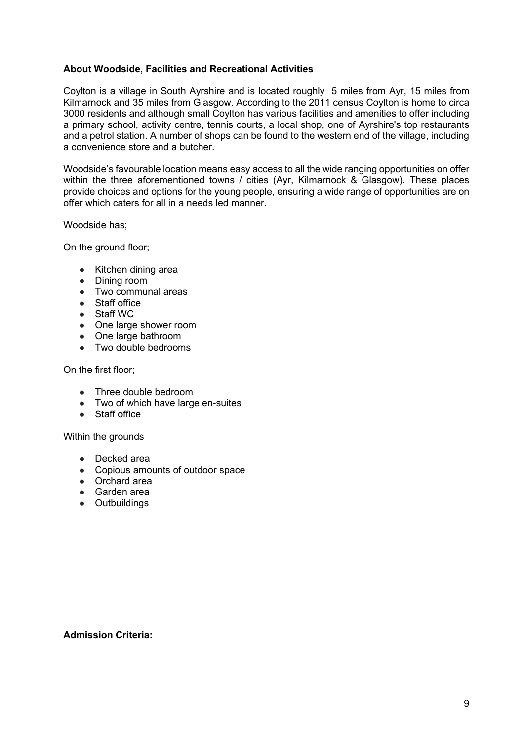**About Woodside, Facilities and Recreational Activities**

Coylton is a village in South Ayrshire and is located roughly 5 miles from Ayr, 15 miles from Kilmarnock and 35 miles from Glasgow. According to the 2011 census Coylton is home to circa 3000 residents and although small Coylton has various facilities and amenities to offer including a primary school, activity centre, tennis courts, a local shop, one of Ayrshire's top restaurants and a petrol station. A number of shops can be found to the western end of the village, including a convenience store and a butcher.

Woodside's favourable location means easy access to all the wide ranging opportunities on offer within the three aforementioned towns / cities (Ayr, Kilmarnock & Glasgow). These places provide choices and options for the young people, ensuring a wide range of opportunities are on offer which caters for all in a needs led manner.

Woodside has;

On the ground floor;

- Kitchen dining area
- Dining room
- Two communal areas
- Staff office
- Staff WC
- One large shower room
- One large bathroom
- Two double bedrooms

On the first floor;

- Three double bedroom
- Two of which have large en-suites
- Staff office

Within the grounds

- Decked area
- Copious amounts of outdoor space
- Orchard area
- Garden area
- Outbuildings

**Admission Criteria:**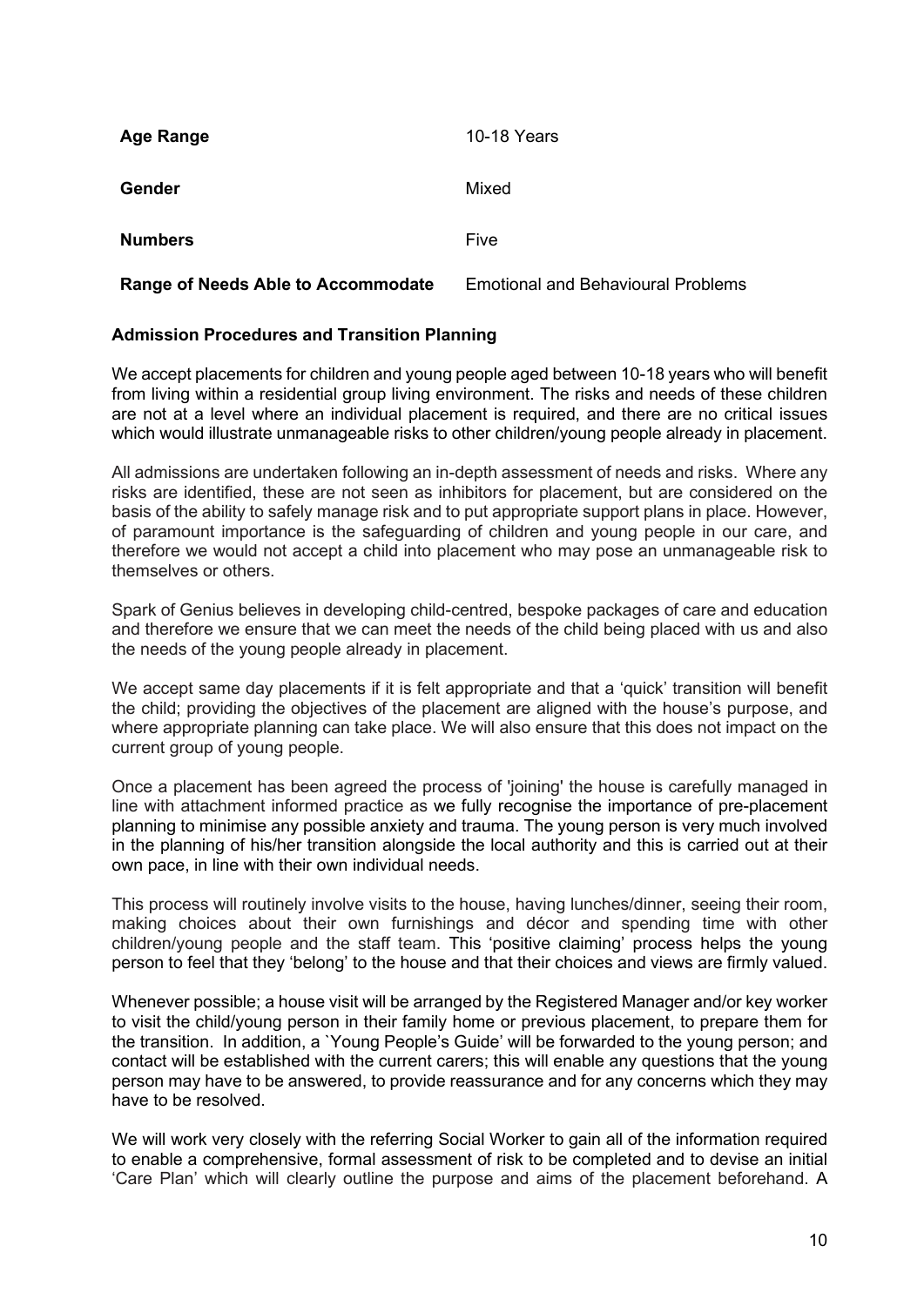| | |
|---|---|
| **Age Range** | 10-18 Years |
| **Gender** | Mixed |
| **Numbers** | Five |
| **Range of Needs Able to Accommodate** | Emotional and Behavioural Problems |

**Admission Procedures and Transition Planning**

We accept placements for children and young people aged between 10-18 years who will benefit from living within a residential group living environment. The risks and needs of these children are not at a level where an individual placement is required, and there are no critical issues which would illustrate unmanageable risks to other children/young people already in placement.

All admissions are undertaken following an in-depth assessment of needs and risks. Where any risks are identified, these are not seen as inhibitors for placement, but are considered on the basis of the ability to safely manage risk and to put appropriate support plans in place. However, of paramount importance is the safeguarding of children and young people in our care, and therefore we would not accept a child into placement who may pose an unmanageable risk to themselves or others.

Spark of Genius believes in developing child-centred, bespoke packages of care and education and therefore we ensure that we can meet the needs of the child being placed with us and also the needs of the young people already in placement.

We accept same day placements if it is felt appropriate and that a 'quick' transition will benefit the child; providing the objectives of the placement are aligned with the house's purpose, and where appropriate planning can take place. We will also ensure that this does not impact on the current group of young people.

Once a placement has been agreed the process of 'joining' the house is carefully managed in line with attachment informed practice as we fully recognise the importance of pre-placement planning to minimise any possible anxiety and trauma. The young person is very much involved in the planning of his/her transition alongside the local authority and this is carried out at their own pace, in line with their own individual needs.

This process will routinely involve visits to the house, having lunches/dinner, seeing their room, making choices about their own furnishings and décor and spending time with other children/young people and the staff team. This 'positive claiming' process helps the young person to feel that they 'belong' to the house and that their choices and views are firmly valued.

Whenever possible; a house visit will be arranged by the Registered Manager and/or key worker to visit the child/young person in their family home or previous placement, to prepare them for the transition. In addition, a `Young People's Guide' will be forwarded to the young person; and contact will be established with the current carers; this will enable any questions that the young person may have to be answered, to provide reassurance and for any concerns which they may have to be resolved.

We will work very closely with the referring Social Worker to gain all of the information required to enable a comprehensive, formal assessment of risk to be completed and to devise an initial 'Care Plan' which will clearly outline the purpose and aims of the placement beforehand. A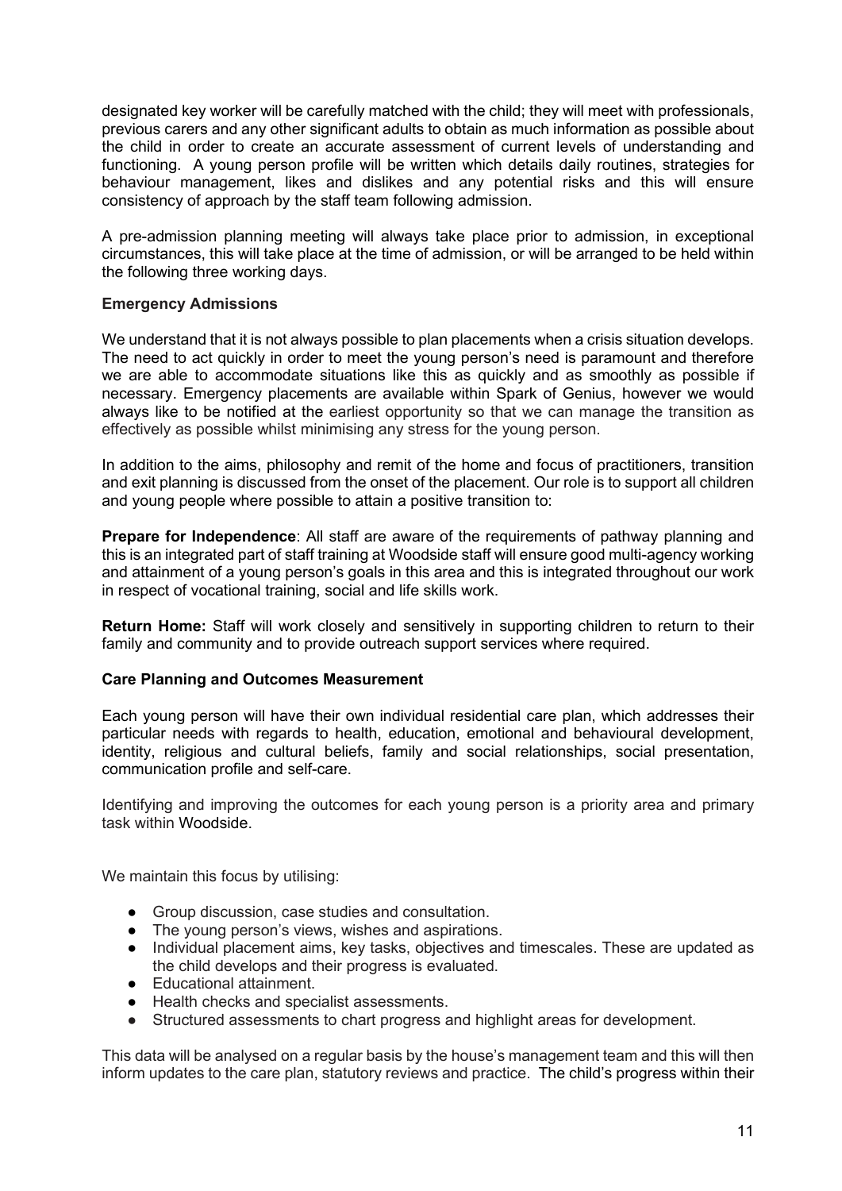designated key worker will be carefully matched with the child; they will meet with professionals, previous carers and any other significant adults to obtain as much information as possible about the child in order to create an accurate assessment of current levels of understanding and functioning. A young person profile will be written which details daily routines, strategies for behaviour management, likes and dislikes and any potential risks and this will ensure consistency of approach by the staff team following admission.

A pre-admission planning meeting will always take place prior to admission, in exceptional circumstances, this will take place at the time of admission, or will be arranged to be held within the following three working days.

**Emergency Admissions**

We understand that it is not always possible to plan placements when a crisis situation develops. The need to act quickly in order to meet the young person's need is paramount and therefore we are able to accommodate situations like this as quickly and as smoothly as possible if necessary. Emergency placements are available within Spark of Genius, however we would always like to be notified at the earliest opportunity so that we can manage the transition as effectively as possible whilst minimising any stress for the young person.

In addition to the aims, philosophy and remit of the home and focus of practitioners, transition and exit planning is discussed from the onset of the placement. Our role is to support all children and young people where possible to attain a positive transition to:

**Prepare for Independence**: All staff are aware of the requirements of pathway planning and this is an integrated part of staff training at Woodside staff will ensure good multi-agency working and attainment of a young person's goals in this area and this is integrated throughout our work in respect of vocational training, social and life skills work.

**Return Home:** Staff will work closely and sensitively in supporting children to return to their family and community and to provide outreach support services where required.

**Care Planning and Outcomes Measurement**

Each young person will have their own individual residential care plan, which addresses their particular needs with regards to health, education, emotional and behavioural development, identity, religious and cultural beliefs, family and social relationships, social presentation, communication profile and self-care.

Identifying and improving the outcomes for each young person is a priority area and primary task within Woodside.

We maintain this focus by utilising:

- Group discussion, case studies and consultation.
- The young person's views, wishes and aspirations.
- Individual placement aims, key tasks, objectives and timescales. These are updated as the child develops and their progress is evaluated.
- Educational attainment.
- Health checks and specialist assessments.
- Structured assessments to chart progress and highlight areas for development.

This data will be analysed on a regular basis by the house's management team and this will then inform updates to the care plan, statutory reviews and practice. The child's progress within their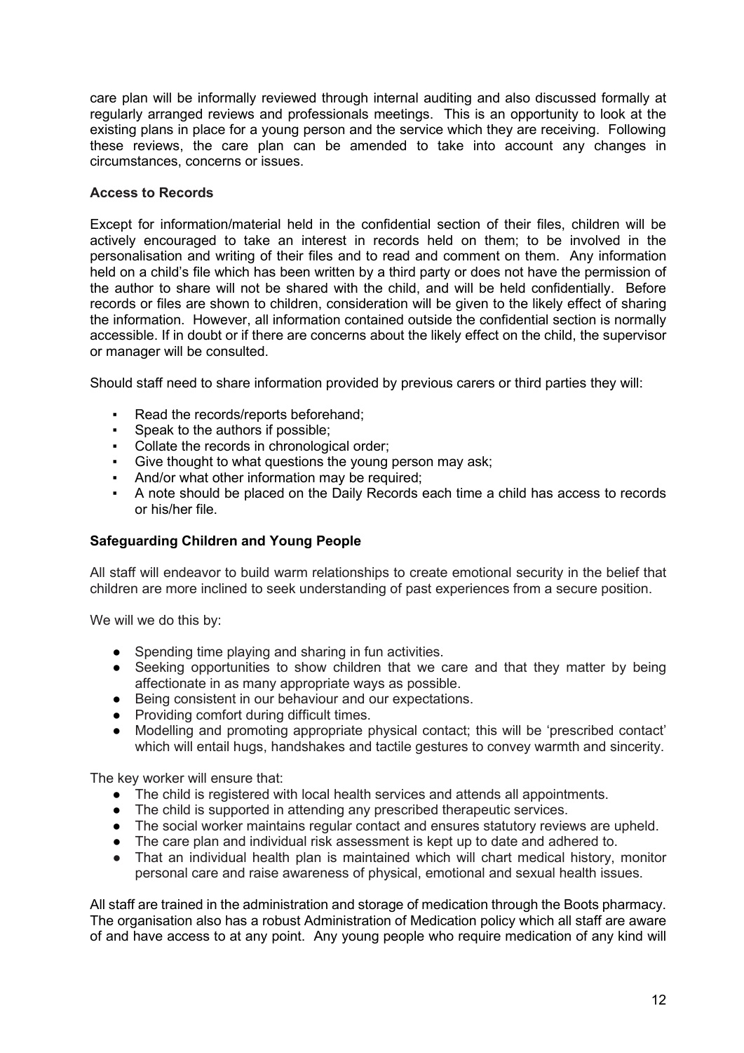care plan will be informally reviewed through internal auditing and also discussed formally at regularly arranged reviews and professionals meetings. This is an opportunity to look at the existing plans in place for a young person and the service which they are receiving. Following these reviews, the care plan can be amended to take into account any changes in circumstances, concerns or issues.

**Access to Records**

Except for information/material held in the confidential section of their files, children will be actively encouraged to take an interest in records held on them; to be involved in the personalisation and writing of their files and to read and comment on them. Any information held on a child's file which has been written by a third party or does not have the permission of the author to share will not be shared with the child, and will be held confidentially. Before records or files are shown to children, consideration will be given to the likely effect of sharing the information. However, all information contained outside the confidential section is normally accessible. If in doubt or if there are concerns about the likely effect on the child, the supervisor or manager will be consulted.

Should staff need to share information provided by previous carers or third parties they will:

- Read the records/reports beforehand;
- Speak to the authors if possible;
- Collate the records in chronological order;
- Give thought to what questions the young person may ask;
- And/or what other information may be required;
- A note should be placed on the Daily Records each time a child has access to records or his/her file.

**Safeguarding Children and Young People**

All staff will endeavor to build warm relationships to create emotional security in the belief that children are more inclined to seek understanding of past experiences from a secure position.

We will we do this by:

- Spending time playing and sharing in fun activities.
- Seeking opportunities to show children that we care and that they matter by being affectionate in as many appropriate ways as possible.
- Being consistent in our behaviour and our expectations.
- Providing comfort during difficult times.
- Modelling and promoting appropriate physical contact; this will be 'prescribed contact' which will entail hugs, handshakes and tactile gestures to convey warmth and sincerity.

The key worker will ensure that:

- The child is registered with local health services and attends all appointments.
- The child is supported in attending any prescribed therapeutic services.
- The social worker maintains regular contact and ensures statutory reviews are upheld.
- The care plan and individual risk assessment is kept up to date and adhered to.
- That an individual health plan is maintained which will chart medical history, monitor personal care and raise awareness of physical, emotional and sexual health issues.

All staff are trained in the administration and storage of medication through the Boots pharmacy. The organisation also has a robust Administration of Medication policy which all staff are aware of and have access to at any point. Any young people who require medication of any kind will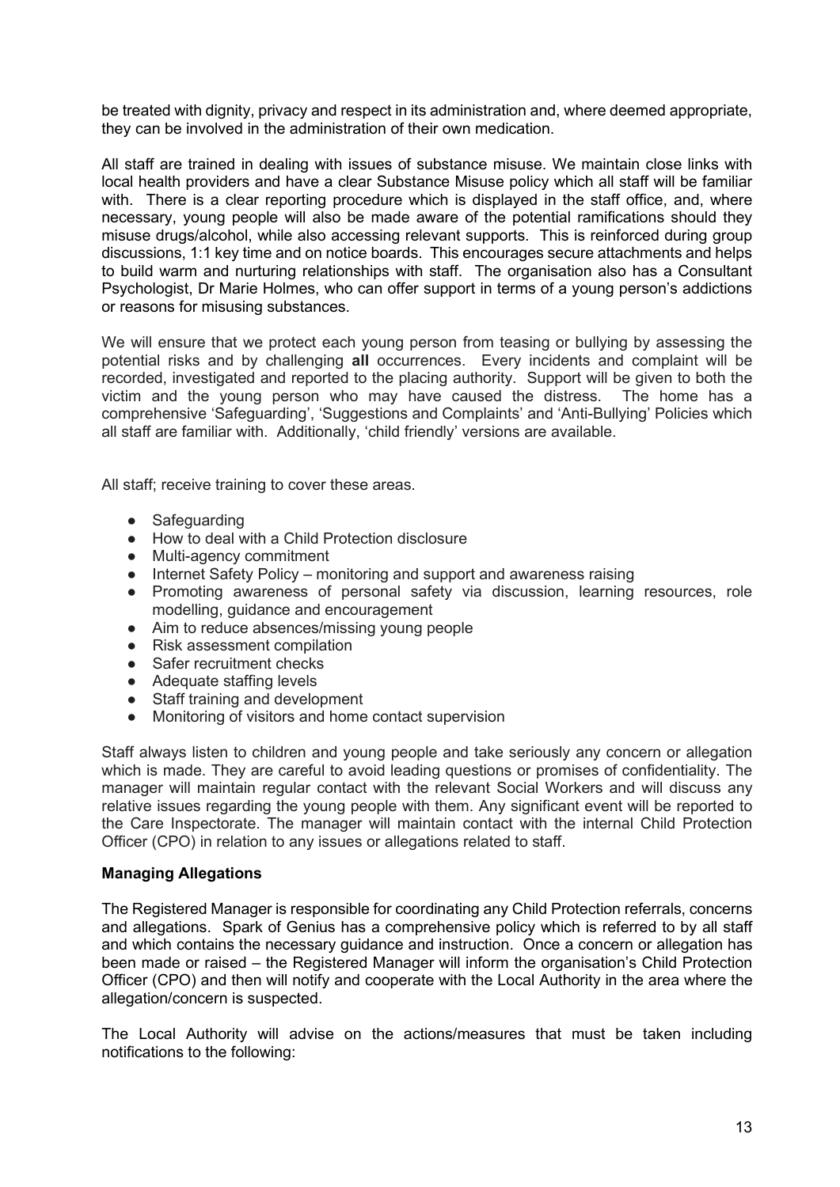be treated with dignity, privacy and respect in its administration and, where deemed appropriate, they can be involved in the administration of their own medication.

All staff are trained in dealing with issues of substance misuse. We maintain close links with local health providers and have a clear Substance Misuse policy which all staff will be familiar with. There is a clear reporting procedure which is displayed in the staff office, and, where necessary, young people will also be made aware of the potential ramifications should they misuse drugs/alcohol, while also accessing relevant supports. This is reinforced during group discussions, 1:1 key time and on notice boards. This encourages secure attachments and helps to build warm and nurturing relationships with staff. The organisation also has a Consultant Psychologist, Dr Marie Holmes, who can offer support in terms of a young person's addictions or reasons for misusing substances.

We will ensure that we protect each young person from teasing or bullying by assessing the potential risks and by challenging **all** occurrences. Every incidents and complaint will be recorded, investigated and reported to the placing authority. Support will be given to both the victim and the young person who may have caused the distress. The home has a comprehensive 'Safeguarding', 'Suggestions and Complaints' and 'Anti-Bullying' Policies which all staff are familiar with. Additionally, 'child friendly' versions are available.

All staff; receive training to cover these areas.

- Safeguarding
- How to deal with a Child Protection disclosure
- Multi-agency commitment
- Internet Safety Policy – monitoring and support and awareness raising
- Promoting awareness of personal safety via discussion, learning resources, role modelling, guidance and encouragement
- Aim to reduce absences/missing young people
- Risk assessment compilation
- Safer recruitment checks
- Adequate staffing levels
- Staff training and development
- Monitoring of visitors and home contact supervision

Staff always listen to children and young people and take seriously any concern or allegation which is made. They are careful to avoid leading questions or promises of confidentiality. The manager will maintain regular contact with the relevant Social Workers and will discuss any relative issues regarding the young people with them. Any significant event will be reported to the Care Inspectorate. The manager will maintain contact with the internal Child Protection Officer (CPO) in relation to any issues or allegations related to staff.

**Managing Allegations**

The Registered Manager is responsible for coordinating any Child Protection referrals, concerns and allegations. Spark of Genius has a comprehensive policy which is referred to by all staff and which contains the necessary guidance and instruction. Once a concern or allegation has been made or raised – the Registered Manager will inform the organisation's Child Protection Officer (CPO) and then will notify and cooperate with the Local Authority in the area where the allegation/concern is suspected.

The Local Authority will advise on the actions/measures that must be taken including notifications to the following: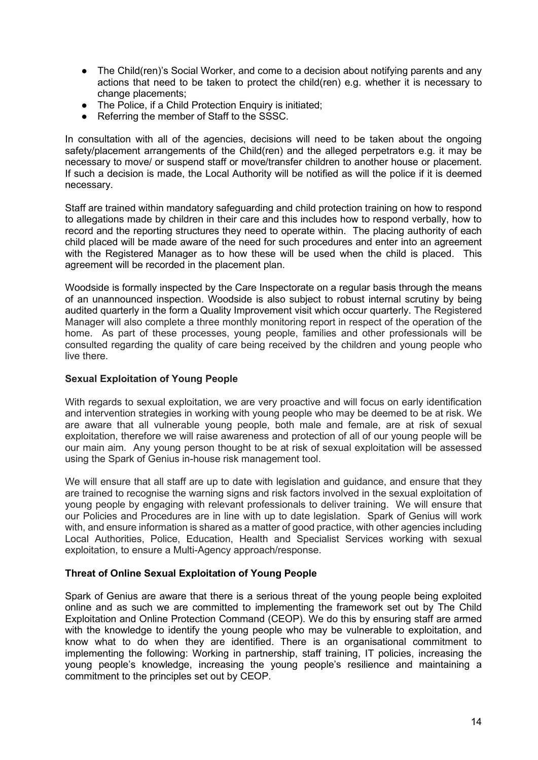- The Child(ren)'s Social Worker, and come to a decision about notifying parents and any actions that need to be taken to protect the child(ren) e.g. whether it is necessary to change placements;
- The Police, if a Child Protection Enquiry is initiated;
- Referring the member of Staff to the SSSC.

In consultation with all of the agencies, decisions will need to be taken about the ongoing safety/placement arrangements of the Child(ren) and the alleged perpetrators e.g. it may be necessary to move/ or suspend staff or move/transfer children to another house or placement. If such a decision is made, the Local Authority will be notified as will the police if it is deemed necessary.

Staff are trained within mandatory safeguarding and child protection training on how to respond to allegations made by children in their care and this includes how to respond verbally, how to record and the reporting structures they need to operate within. The placing authority of each child placed will be made aware of the need for such procedures and enter into an agreement with the Registered Manager as to how these will be used when the child is placed. This agreement will be recorded in the placement plan.

Woodside is formally inspected by the Care Inspectorate on a regular basis through the means of an unannounced inspection. Woodside is also subject to robust internal scrutiny by being audited quarterly in the form a Quality Improvement visit which occur quarterly. The Registered Manager will also complete a three monthly monitoring report in respect of the operation of the home. As part of these processes, young people, families and other professionals will be consulted regarding the quality of care being received by the children and young people who live there.

**Sexual Exploitation of Young People**

With regards to sexual exploitation, we are very proactive and will focus on early identification and intervention strategies in working with young people who may be deemed to be at risk. We are aware that all vulnerable young people, both male and female, are at risk of sexual exploitation, therefore we will raise awareness and protection of all of our young people will be our main aim. Any young person thought to be at risk of sexual exploitation will be assessed using the Spark of Genius in-house risk management tool.

We will ensure that all staff are up to date with legislation and guidance, and ensure that they are trained to recognise the warning signs and risk factors involved in the sexual exploitation of young people by engaging with relevant professionals to deliver training. We will ensure that our Policies and Procedures are in line with up to date legislation. Spark of Genius will work with, and ensure information is shared as a matter of good practice, with other agencies including Local Authorities, Police, Education, Health and Specialist Services working with sexual exploitation, to ensure a Multi-Agency approach/response.

**Threat of Online Sexual Exploitation of Young People**

Spark of Genius are aware that there is a serious threat of the young people being exploited online and as such we are committed to implementing the framework set out by The Child Exploitation and Online Protection Command (CEOP). We do this by ensuring staff are armed with the knowledge to identify the young people who may be vulnerable to exploitation, and know what to do when they are identified. There is an organisational commitment to implementing the following: Working in partnership, staff training, IT policies, increasing the young people's knowledge, increasing the young people's resilience and maintaining a commitment to the principles set out by CEOP.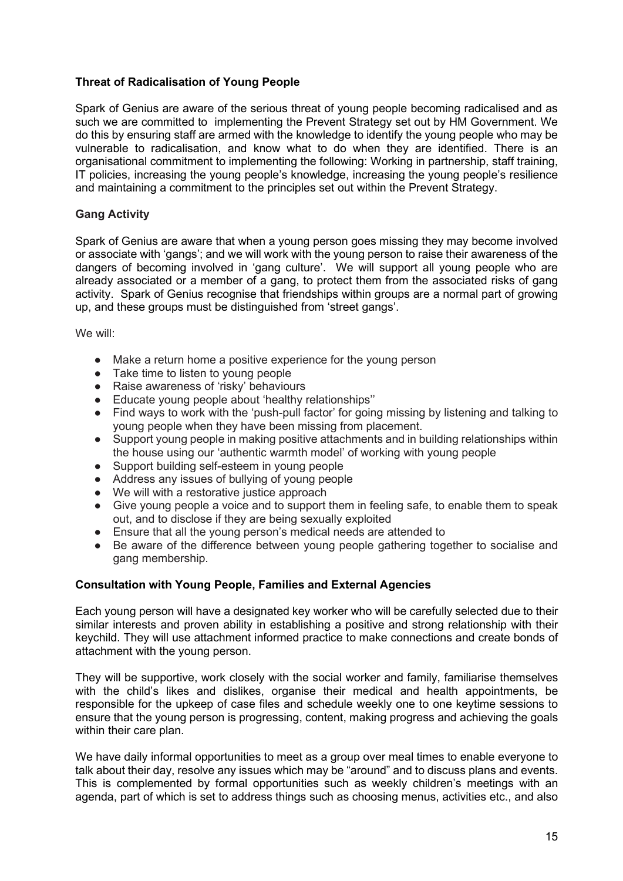**Threat of Radicalisation of Young People**

Spark of Genius are aware of the serious threat of young people becoming radicalised and as such we are committed to implementing the Prevent Strategy set out by HM Government. We do this by ensuring staff are armed with the knowledge to identify the young people who may be vulnerable to radicalisation, and know what to do when they are identified. There is an organisational commitment to implementing the following: Working in partnership, staff training, IT policies, increasing the young people's knowledge, increasing the young people's resilience and maintaining a commitment to the principles set out within the Prevent Strategy.

**Gang Activity**

Spark of Genius are aware that when a young person goes missing they may become involved or associate with 'gangs'; and we will work with the young person to raise their awareness of the dangers of becoming involved in 'gang culture'. We will support all young people who are already associated or a member of a gang, to protect them from the associated risks of gang activity. Spark of Genius recognise that friendships within groups are a normal part of growing up, and these groups must be distinguished from 'street gangs'.

We will:

- Make a return home a positive experience for the young person
- Take time to listen to young people
- Raise awareness of 'risky' behaviours
- Educate young people about 'healthy relationships''
- Find ways to work with the 'push-pull factor' for going missing by listening and talking to young people when they have been missing from placement.
- Support young people in making positive attachments and in building relationships within the house using our 'authentic warmth model' of working with young people
- Support building self-esteem in young people
- Address any issues of bullying of young people
- We will with a restorative justice approach
- Give young people a voice and to support them in feeling safe, to enable them to speak out, and to disclose if they are being sexually exploited
- Ensure that all the young person's medical needs are attended to
- Be aware of the difference between young people gathering together to socialise and gang membership.

**Consultation with Young People, Families and External Agencies**

Each young person will have a designated key worker who will be carefully selected due to their similar interests and proven ability in establishing a positive and strong relationship with their keychild. They will use attachment informed practice to make connections and create bonds of attachment with the young person.

They will be supportive, work closely with the social worker and family, familiarise themselves with the child's likes and dislikes, organise their medical and health appointments, be responsible for the upkeep of case files and schedule weekly one to one keytime sessions to ensure that the young person is progressing, content, making progress and achieving the goals within their care plan.

We have daily informal opportunities to meet as a group over meal times to enable everyone to talk about their day, resolve any issues which may be "around" and to discuss plans and events. This is complemented by formal opportunities such as weekly children's meetings with an agenda, part of which is set to address things such as choosing menus, activities etc., and also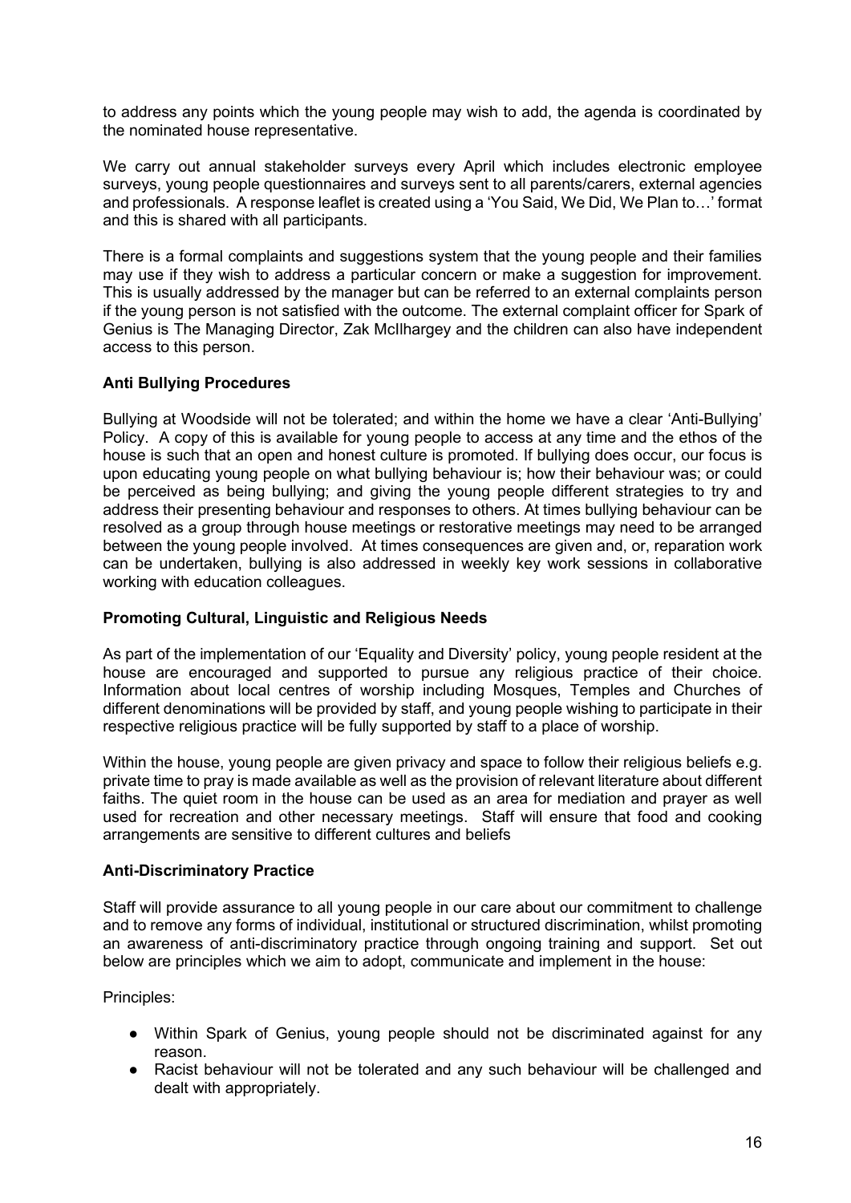to address any points which the young people may wish to add, the agenda is coordinated by the nominated house representative.

We carry out annual stakeholder surveys every April which includes electronic employee surveys, young people questionnaires and surveys sent to all parents/carers, external agencies and professionals. A response leaflet is created using a 'You Said, We Did, We Plan to…' format and this is shared with all participants.

There is a formal complaints and suggestions system that the young people and their families may use if they wish to address a particular concern or make a suggestion for improvement. This is usually addressed by the manager but can be referred to an external complaints person if the young person is not satisfied with the outcome. The external complaint officer for Spark of Genius is The Managing Director, Zak McIlhargey and the children can also have independent access to this person.

**Anti Bullying Procedures**

Bullying at Woodside will not be tolerated; and within the home we have a clear 'Anti-Bullying' Policy. A copy of this is available for young people to access at any time and the ethos of the house is such that an open and honest culture is promoted. If bullying does occur, our focus is upon educating young people on what bullying behaviour is; how their behaviour was; or could be perceived as being bullying; and giving the young people different strategies to try and address their presenting behaviour and responses to others. At times bullying behaviour can be resolved as a group through house meetings or restorative meetings may need to be arranged between the young people involved. At times consequences are given and, or, reparation work can be undertaken, bullying is also addressed in weekly key work sessions in collaborative working with education colleagues.

**Promoting Cultural, Linguistic and Religious Needs**

As part of the implementation of our 'Equality and Diversity' policy, young people resident at the house are encouraged and supported to pursue any religious practice of their choice. Information about local centres of worship including Mosques, Temples and Churches of different denominations will be provided by staff, and young people wishing to participate in their respective religious practice will be fully supported by staff to a place of worship.

Within the house, young people are given privacy and space to follow their religious beliefs e.g. private time to pray is made available as well as the provision of relevant literature about different faiths. The quiet room in the house can be used as an area for mediation and prayer as well used for recreation and other necessary meetings. Staff will ensure that food and cooking arrangements are sensitive to different cultures and beliefs

**Anti-Discriminatory Practice**

Staff will provide assurance to all young people in our care about our commitment to challenge and to remove any forms of individual, institutional or structured discrimination, whilst promoting an awareness of anti-discriminatory practice through ongoing training and support. Set out below are principles which we aim to adopt, communicate and implement in the house:

Principles:

- Within Spark of Genius, young people should not be discriminated against for any reason.
- Racist behaviour will not be tolerated and any such behaviour will be challenged and dealt with appropriately.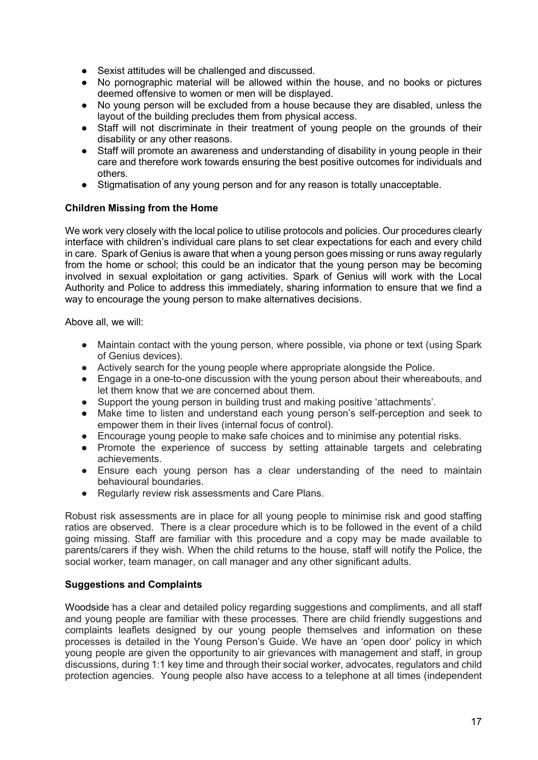- Sexist attitudes will be challenged and discussed.
- No pornographic material will be allowed within the house, and no books or pictures deemed offensive to women or men will be displayed.
- No young person will be excluded from a house because they are disabled, unless the layout of the building precludes them from physical access.
- Staff will not discriminate in their treatment of young people on the grounds of their disability or any other reasons.
- Staff will promote an awareness and understanding of disability in young people in their care and therefore work towards ensuring the best positive outcomes for individuals and others.
- Stigmatisation of any young person and for any reason is totally unacceptable.

**Children Missing from the Home**

We work very closely with the local police to utilise protocols and policies. Our procedures clearly interface with children's individual care plans to set clear expectations for each and every child in care. Spark of Genius is aware that when a young person goes missing or runs away regularly from the home or school; this could be an indicator that the young person may be becoming involved in sexual exploitation or gang activities. Spark of Genius will work with the Local Authority and Police to address this immediately, sharing information to ensure that we find a way to encourage the young person to make alternatives decisions.

Above all, we will:

- Maintain contact with the young person, where possible, via phone or text (using Spark of Genius devices).
- Actively search for the young people where appropriate alongside the Police.
- Engage in a one-to-one discussion with the young person about their whereabouts, and let them know that we are concerned about them.
- Support the young person in building trust and making positive 'attachments'.
- Make time to listen and understand each young person's self-perception and seek to empower them in their lives (internal focus of control).
- Encourage young people to make safe choices and to minimise any potential risks.
- Promote the experience of success by setting attainable targets and celebrating achievements.
- Ensure each young person has a clear understanding of the need to maintain behavioural boundaries.
- Regularly review risk assessments and Care Plans.

Robust risk assessments are in place for all young people to minimise risk and good staffing ratios are observed. There is a clear procedure which is to be followed in the event of a child going missing. Staff are familiar with this procedure and a copy may be made available to parents/carers if they wish. When the child returns to the house, staff will notify the Police, the social worker, team manager, on call manager and any other significant adults.

**Suggestions and Complaints**

Woodside has a clear and detailed policy regarding suggestions and compliments, and all staff and young people are familiar with these processes. There are child friendly suggestions and complaints leaflets designed by our young people themselves and information on these processes is detailed in the Young Person's Guide. We have an 'open door' policy in which young people are given the opportunity to air grievances with management and staff, in group discussions, during 1:1 key time and through their social worker, advocates, regulators and child protection agencies. Young people also have access to a telephone at all times (independent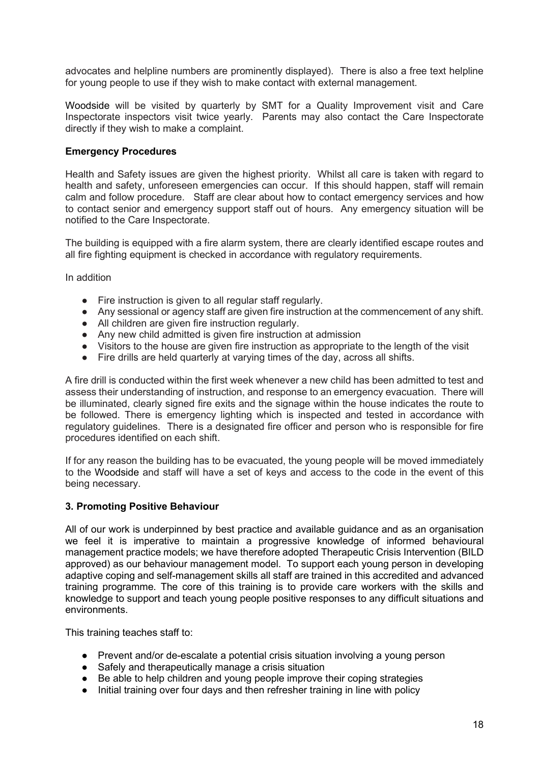advocates and helpline numbers are prominently displayed). There is also a free text helpline for young people to use if they wish to make contact with external management.

Woodside will be visited by quarterly by SMT for a Quality Improvement visit and Care Inspectorate inspectors visit twice yearly. Parents may also contact the Care Inspectorate directly if they wish to make a complaint.

**Emergency Procedures**

Health and Safety issues are given the highest priority. Whilst all care is taken with regard to health and safety, unforeseen emergencies can occur. If this should happen, staff will remain calm and follow procedure. Staff are clear about how to contact emergency services and how to contact senior and emergency support staff out of hours. Any emergency situation will be notified to the Care Inspectorate.

The building is equipped with a fire alarm system, there are clearly identified escape routes and all fire fighting equipment is checked in accordance with regulatory requirements.

In addition

- Fire instruction is given to all regular staff regularly.
- Any sessional or agency staff are given fire instruction at the commencement of any shift.
- All children are given fire instruction regularly.
- Any new child admitted is given fire instruction at admission
- Visitors to the house are given fire instruction as appropriate to the length of the visit
- Fire drills are held quarterly at varying times of the day, across all shifts.

A fire drill is conducted within the first week whenever a new child has been admitted to test and assess their understanding of instruction, and response to an emergency evacuation. There will be illuminated, clearly signed fire exits and the signage within the house indicates the route to be followed. There is emergency lighting which is inspected and tested in accordance with regulatory guidelines. There is a designated fire officer and person who is responsible for fire procedures identified on each shift.

If for any reason the building has to be evacuated, the young people will be moved immediately to the Woodside and staff will have a set of keys and access to the code in the event of this being necessary.

**3. Promoting Positive Behaviour**

All of our work is underpinned by best practice and available guidance and as an organisation we feel it is imperative to maintain a progressive knowledge of informed behavioural management practice models; we have therefore adopted Therapeutic Crisis Intervention (BILD approved) as our behaviour management model. To support each young person in developing adaptive coping and self-management skills all staff are trained in this accredited and advanced training programme. The core of this training is to provide care workers with the skills and knowledge to support and teach young people positive responses to any difficult situations and environments.

This training teaches staff to:

- Prevent and/or de-escalate a potential crisis situation involving a young person
- Safely and therapeutically manage a crisis situation
- Be able to help children and young people improve their coping strategies
- Initial training over four days and then refresher training in line with policy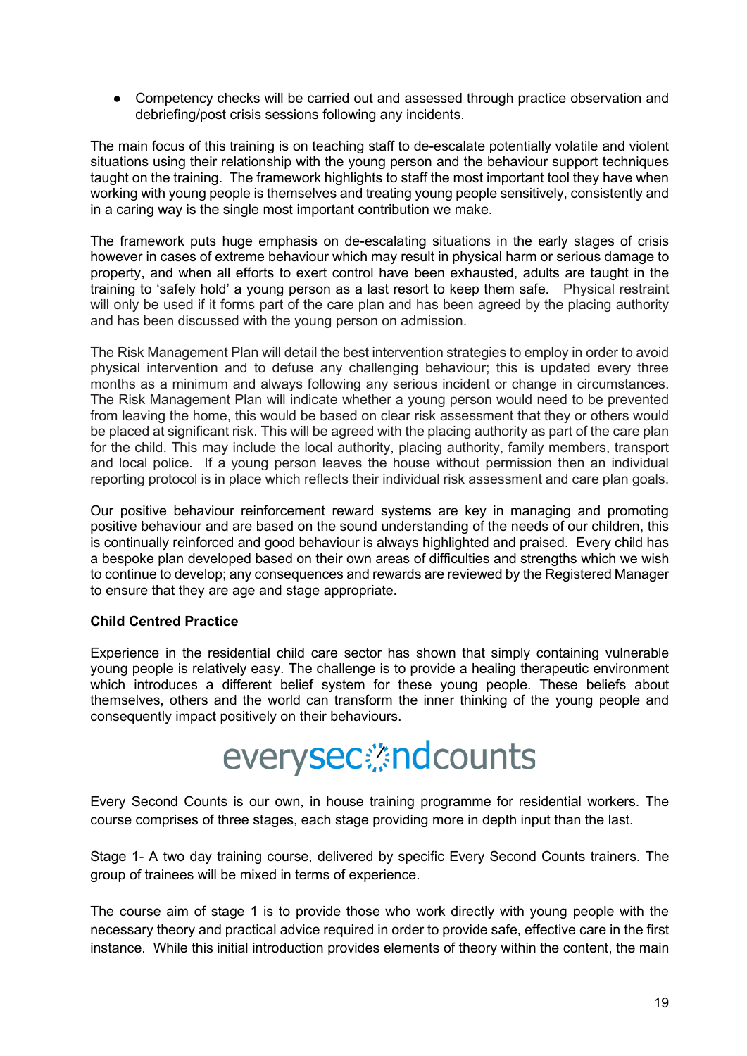- Competency checks will be carried out and assessed through practice observation and debriefing/post crisis sessions following any incidents.

The main focus of this training is on teaching staff to de-escalate potentially volatile and violent situations using their relationship with the young person and the behaviour support techniques taught on the training. The framework highlights to staff the most important tool they have when working with young people is themselves and treating young people sensitively, consistently and in a caring way is the single most important contribution we make.

The framework puts huge emphasis on de-escalating situations in the early stages of crisis however in cases of extreme behaviour which may result in physical harm or serious damage to property, and when all efforts to exert control have been exhausted, adults are taught in the training to 'safely hold' a young person as a last resort to keep them safe. Physical restraint will only be used if it forms part of the care plan and has been agreed by the placing authority and has been discussed with the young person on admission.

The Risk Management Plan will detail the best intervention strategies to employ in order to avoid physical intervention and to defuse any challenging behaviour; this is updated every three months as a minimum and always following any serious incident or change in circumstances. The Risk Management Plan will indicate whether a young person would need to be prevented from leaving the home, this would be based on clear risk assessment that they or others would be placed at significant risk. This will be agreed with the placing authority as part of the care plan for the child. This may include the local authority, placing authority, family members, transport and local police. If a young person leaves the house without permission then an individual reporting protocol is in place which reflects their individual risk assessment and care plan goals.

Our positive behaviour reinforcement reward systems are key in managing and promoting positive behaviour and are based on the sound understanding of the needs of our children, this is continually reinforced and good behaviour is always highlighted and praised. Every child has a bespoke plan developed based on their own areas of difficulties and strengths which we wish to continue to develop; any consequences and rewards are reviewed by the Registered Manager to ensure that they are age and stage appropriate.

**Child Centred Practice**

Experience in the residential child care sector has shown that simply containing vulnerable young people is relatively easy. The challenge is to provide a healing therapeutic environment which introduces a different belief system for these young people. These beliefs about themselves, others and the world can transform the inner thinking of the young people and consequently impact positively on their behaviours.

everysecondcounts

Every Second Counts is our own, in house training programme for residential workers. The course comprises of three stages, each stage providing more in depth input than the last.

Stage 1- A two day training course, delivered by specific Every Second Counts trainers. The group of trainees will be mixed in terms of experience.

The course aim of stage 1 is to provide those who work directly with young people with the necessary theory and practical advice required in order to provide safe, effective care in the first instance. While this initial introduction provides elements of theory within the content, the main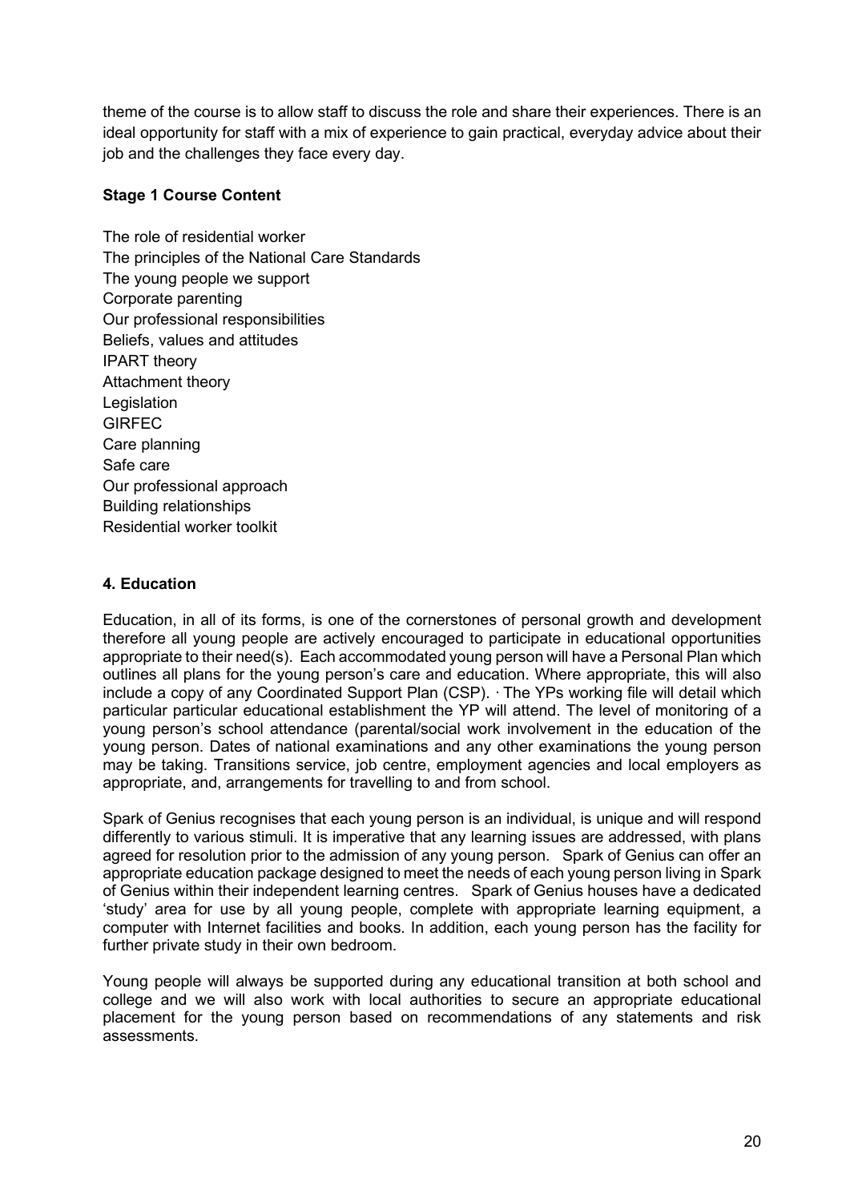theme of the course is to allow staff to discuss the role and share their experiences. There is an ideal opportunity for staff with a mix of experience to gain practical, everyday advice about their job and the challenges they face every day.

**Stage 1 Course Content**

The role of residential worker
The principles of the National Care Standards
The young people we support
Corporate parenting
Our professional responsibilities
Beliefs, values and attitudes
IPART theory
Attachment theory
Legislation
GIRFEC
Care planning
Safe care
Our professional approach
Building relationships
Residential worker toolkit

## 4. Education

Education, in all of its forms, is one of the cornerstones of personal growth and development therefore all young people are actively encouraged to participate in educational opportunities appropriate to their need(s). Each accommodated young person will have a Personal Plan which outlines all plans for the young person's care and education. Where appropriate, this will also include a copy of any Coordinated Support Plan (CSP). · The YPs working file will detail which particular particular educational establishment the YP will attend. The level of monitoring of a young person's school attendance (parental/social work involvement in the education of the young person. Dates of national examinations and any other examinations the young person may be taking. Transitions service, job centre, employment agencies and local employers as appropriate, and, arrangements for travelling to and from school.

Spark of Genius recognises that each young person is an individual, is unique and will respond differently to various stimuli. It is imperative that any learning issues are addressed, with plans agreed for resolution prior to the admission of any young person. Spark of Genius can offer an appropriate education package designed to meet the needs of each young person living in Spark of Genius within their independent learning centres. Spark of Genius houses have a dedicated 'study' area for use by all young people, complete with appropriate learning equipment, a computer with Internet facilities and books. In addition, each young person has the facility for further private study in their own bedroom.

Young people will always be supported during any educational transition at both school and college and we will also work with local authorities to secure an appropriate educational placement for the young person based on recommendations of any statements and risk assessments.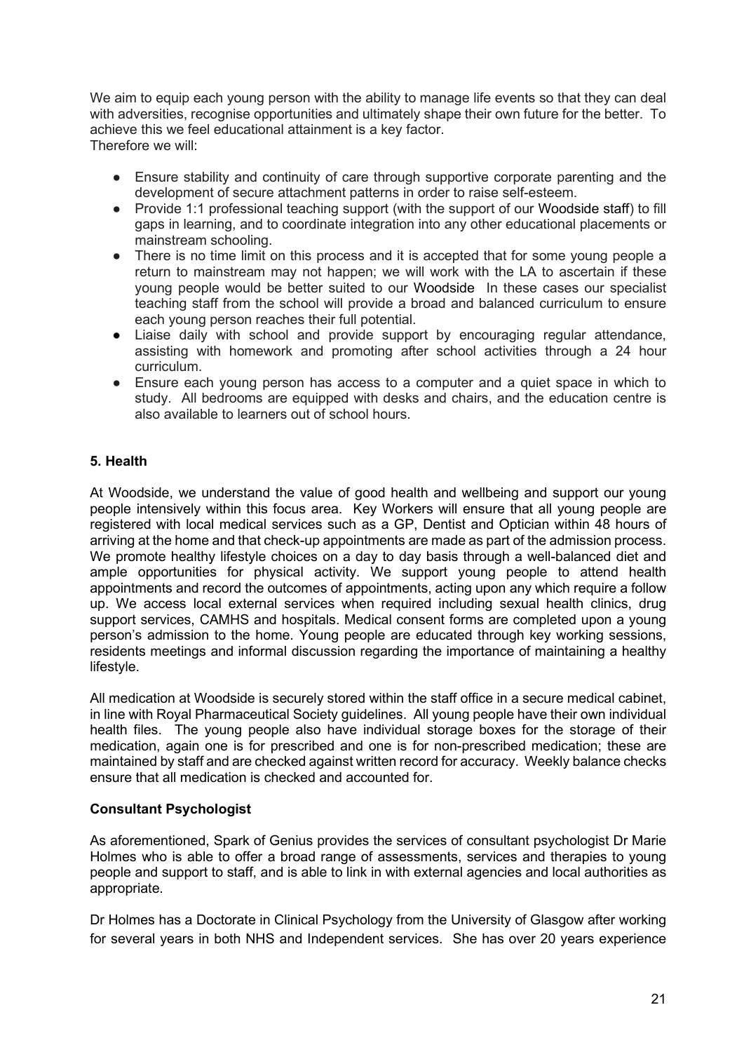We aim to equip each young person with the ability to manage life events so that they can deal with adversities, recognise opportunities and ultimately shape their own future for the better. To achieve this we feel educational attainment is a key factor.
Therefore we will:

- Ensure stability and continuity of care through supportive corporate parenting and the development of secure attachment patterns in order to raise self-esteem.
- Provide 1:1 professional teaching support (with the support of our Woodside staff) to fill gaps in learning, and to coordinate integration into any other educational placements or mainstream schooling.
- There is no time limit on this process and it is accepted that for some young people a return to mainstream may not happen; we will work with the LA to ascertain if these young people would be better suited to our Woodside In these cases our specialist teaching staff from the school will provide a broad and balanced curriculum to ensure each young person reaches their full potential.
- Liaise daily with school and provide support by encouraging regular attendance, assisting with homework and promoting after school activities through a 24 hour curriculum.
- Ensure each young person has access to a computer and a quiet space in which to study. All bedrooms are equipped with desks and chairs, and the education centre is also available to learners out of school hours.

### 5. Health

At Woodside, we understand the value of good health and wellbeing and support our young people intensively within this focus area. Key Workers will ensure that all young people are registered with local medical services such as a GP, Dentist and Optician within 48 hours of arriving at the home and that check-up appointments are made as part of the admission process. We promote healthy lifestyle choices on a day to day basis through a well-balanced diet and ample opportunities for physical activity. We support young people to attend health appointments and record the outcomes of appointments, acting upon any which require a follow up. We access local external services when required including sexual health clinics, drug support services, CAMHS and hospitals. Medical consent forms are completed upon a young person's admission to the home. Young people are educated through key working sessions, residents meetings and informal discussion regarding the importance of maintaining a healthy lifestyle.

All medication at Woodside is securely stored within the staff office in a secure medical cabinet, in line with Royal Pharmaceutical Society guidelines. All young people have their own individual health files. The young people also have individual storage boxes for the storage of their medication, again one is for prescribed and one is for non-prescribed medication; these are maintained by staff and are checked against written record for accuracy. Weekly balance checks ensure that all medication is checked and accounted for.

### Consultant Psychologist

As aforementioned, Spark of Genius provides the services of consultant psychologist Dr Marie Holmes who is able to offer a broad range of assessments, services and therapies to young people and support to staff, and is able to link in with external agencies and local authorities as appropriate.

Dr Holmes has a Doctorate in Clinical Psychology from the University of Glasgow after working for several years in both NHS and Independent services. She has over 20 years experience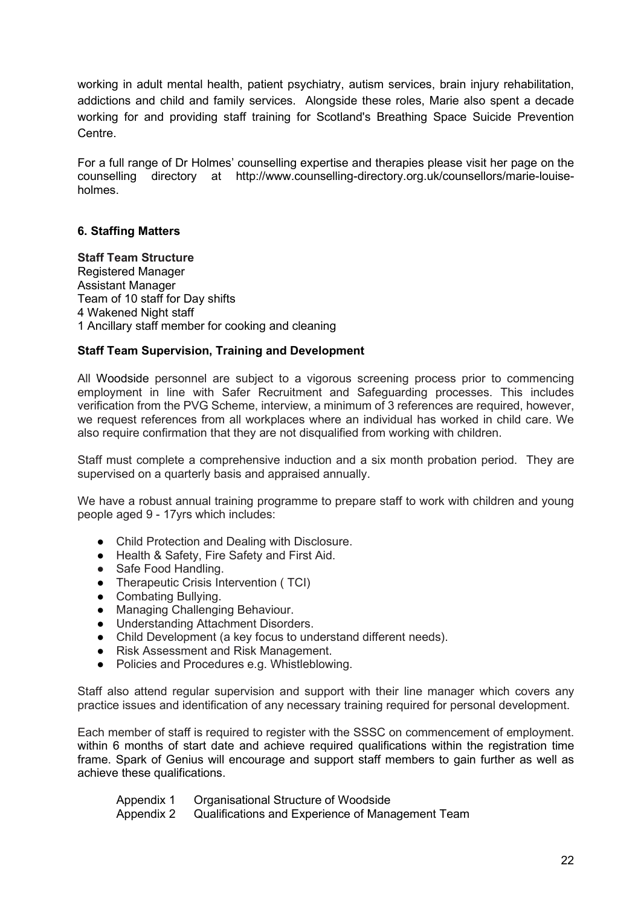working in adult mental health, patient psychiatry, autism services, brain injury rehabilitation, addictions and child and family services. Alongside these roles, Marie also spent a decade working for and providing staff training for Scotland's Breathing Space Suicide Prevention Centre.

For a full range of Dr Holmes' counselling expertise and therapies please visit her page on the counselling directory at http://www.counselling-directory.org.uk/counsellors/marie-louise-holmes.

## 6. Staffing Matters

**Staff Team Structure**
Registered Manager
Assistant Manager
Team of 10 staff for Day shifts
4 Wakened Night staff
1 Ancillary staff member for cooking and cleaning

**Staff Team Supervision, Training and Development**

All Woodside personnel are subject to a vigorous screening process prior to commencing employment in line with Safer Recruitment and Safeguarding processes. This includes verification from the PVG Scheme, interview, a minimum of 3 references are required, however, we request references from all workplaces where an individual has worked in child care. We also require confirmation that they are not disqualified from working with children.

Staff must complete a comprehensive induction and a six month probation period. They are supervised on a quarterly basis and appraised annually.

We have a robust annual training programme to prepare staff to work with children and young people aged 9 - 17yrs which includes:

- Child Protection and Dealing with Disclosure.
- Health & Safety, Fire Safety and First Aid.
- Safe Food Handling.
- Therapeutic Crisis Intervention ( TCI)
- Combating Bullying.
- Managing Challenging Behaviour.
- Understanding Attachment Disorders.
- Child Development (a key focus to understand different needs).
- Risk Assessment and Risk Management.
- Policies and Procedures e.g. Whistleblowing.

Staff also attend regular supervision and support with their line manager which covers any practice issues and identification of any necessary training required for personal development.

Each member of staff is required to register with the SSSC on commencement of employment. within 6 months of start date and achieve required qualifications within the registration time frame. Spark of Genius will encourage and support staff members to gain further as well as achieve these qualifications.

Appendix 1 Organisational Structure of Woodside
Appendix 2 Qualifications and Experience of Management Team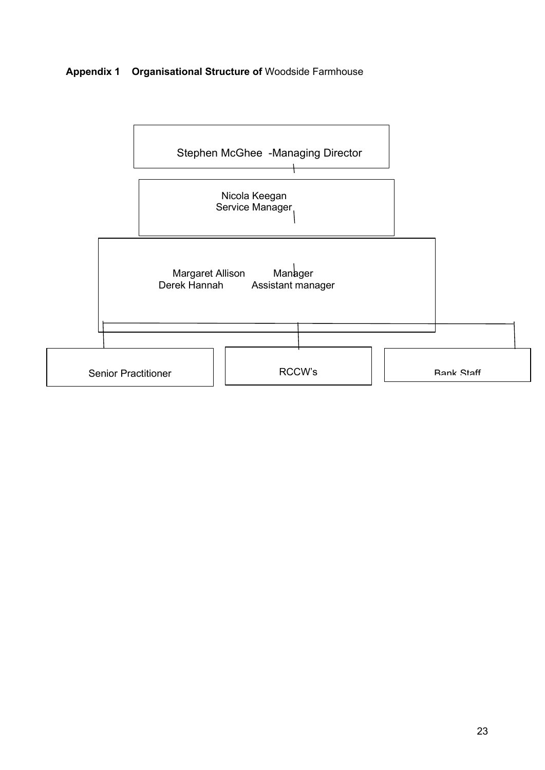**Appendix 1 Organisational Structure of** Woodside Farmhouse

Stephen McGhee -Managing Director

Nicola Keegan
Service Manager

Margaret Allison Manager
Derek Hannah Assistant manager

Senior Practitioner

RCCW's

Bank Staff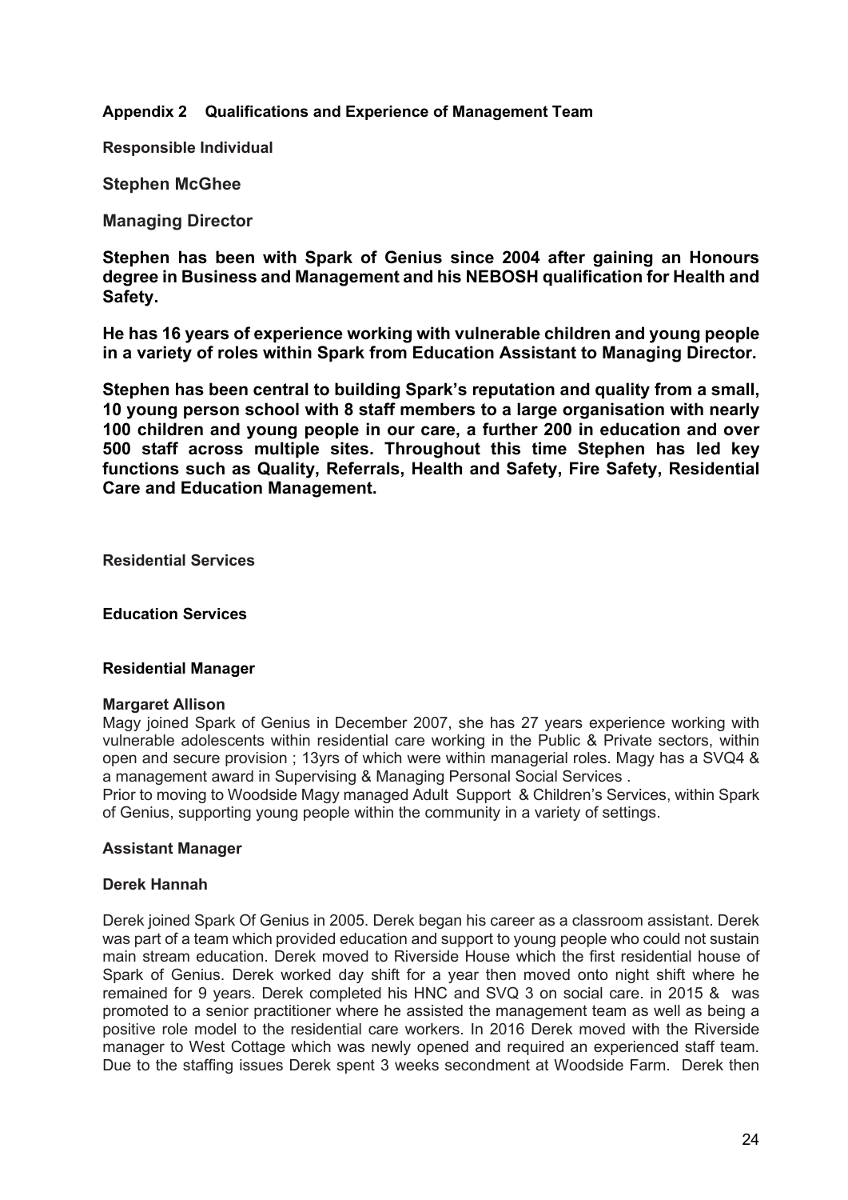**Appendix 2 Qualifications and Experience of Management Team**

**Responsible Individual**

**Stephen McGhee**

**Managing Director**

**Stephen has been with Spark of Genius since 2004 after gaining an Honours degree in Business and Management and his NEBOSH qualification for Health and Safety.**

**He has 16 years of experience working with vulnerable children and young people in a variety of roles within Spark from Education Assistant to Managing Director.**

**Stephen has been central to building Spark's reputation and quality from a small, 10 young person school with 8 staff members to a large organisation with nearly 100 children and young people in our care, a further 200 in education and over 500 staff across multiple sites. Throughout this time Stephen has led key functions such as Quality, Referrals, Health and Safety, Fire Safety, Residential Care and Education Management.**

**Residential Services**

**Education Services**

**Residential Manager**

**Margaret Allison**

Magy joined Spark of Genius in December 2007, she has 27 years experience working with vulnerable adolescents within residential care working in the Public & Private sectors, within open and secure provision ; 13yrs of which were within managerial roles. Magy has a SVQ4 & a management award in Supervising & Managing Personal Social Services .

Prior to moving to Woodside Magy managed Adult Support & Children's Services, within Spark of Genius, supporting young people within the community in a variety of settings.

**Assistant Manager**

**Derek Hannah**

Derek joined Spark Of Genius in 2005. Derek began his career as a classroom assistant. Derek was part of a team which provided education and support to young people who could not sustain main stream education. Derek moved to Riverside House which the first residential house of Spark of Genius. Derek worked day shift for a year then moved onto night shift where he remained for 9 years. Derek completed his HNC and SVQ 3 on social care. in 2015 & was promoted to a senior practitioner where he assisted the management team as well as being a positive role model to the residential care workers. In 2016 Derek moved with the Riverside manager to West Cottage which was newly opened and required an experienced staff team. Due to the staffing issues Derek spent 3 weeks secondment at Woodside Farm. Derek then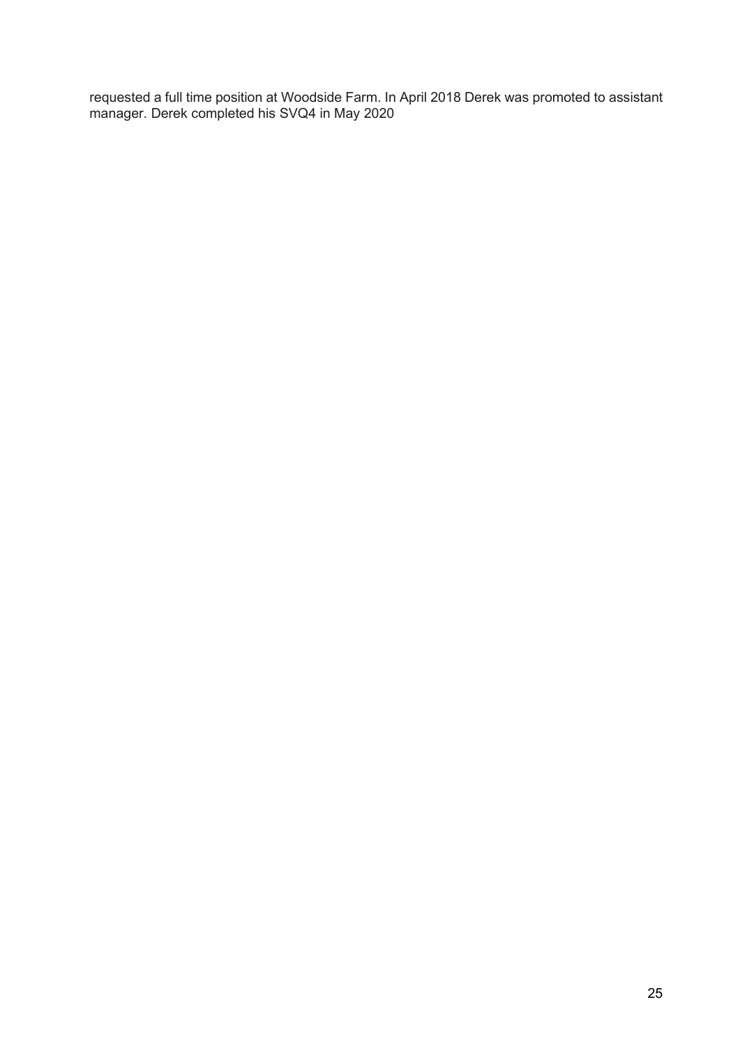requested a full time position at Woodside Farm. In April 2018 Derek was promoted to assistant manager. Derek completed his SVQ4 in May 2020